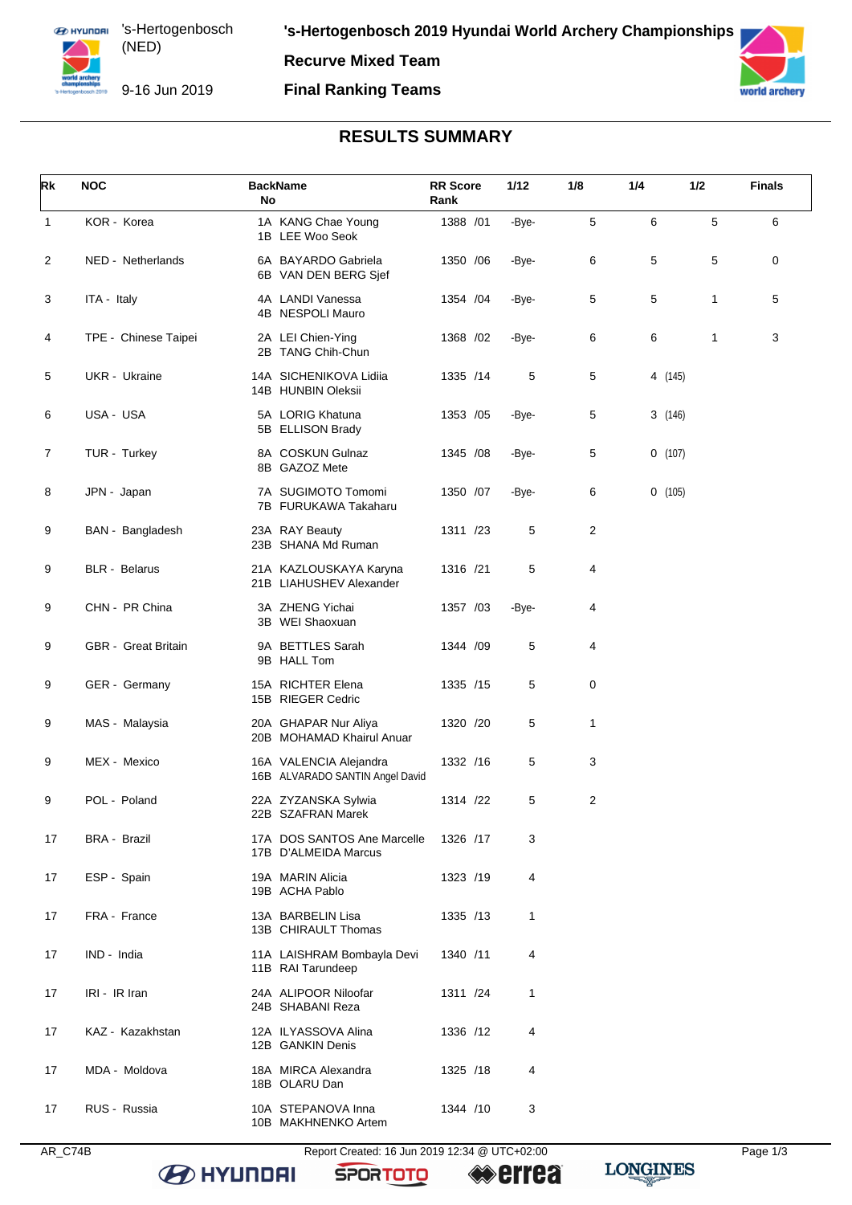# 's-Hertogenbosch 2019 Hyundai World Archery Championships

's-Hertogenbosch (NED)

9-16 Jun 2019

**Recurve Mixed Team**

**Final Ranking Teams**

## RESULTS SUMMARY

| Rk | NOC | Back No | Name | RR Score | Rank | 1/12 | 1/8 | 1/4 | 1/2 | Finals |
|---|---|---|---|---|---|---|---|---|---|---|
| 1 | KOR - Korea | 1A<br>1B | KANG Chae Young<br>LEE Woo Seok | 1388 | /01 | -Bye- | 5 | 6 | 5 | 6 |
| 2 | NED - Netherlands | 6A<br>6B | BAYARDO Gabriela<br>VAN DEN BERG Sjef | 1350 | /06 | -Bye- | 6 | 5 | 5 | 0 |
| 3 | ITA - Italy | 4A<br>4B | LANDI Vanessa<br>NESPOLI Mauro | 1354 | /04 | -Bye- | 5 | 5 | 1 | 5 |
| 4 | TPE - Chinese Taipei | 2A<br>2B | LEI Chien-Ying<br>TANG Chih-Chun | 1368 | /02 | -Bye- | 6 | 6 | 1 | 3 |
| 5 | UKR - Ukraine | 14A<br>14B | SICHENIKOVA Lidiia<br>HUNBIN Oleksii | 1335 | /14 | 5 | 5 | 4 (145) | | |
| 6 | USA - USA | 5A<br>5B | LORIG Khatuna<br>ELLISON Brady | 1353 | /05 | -Bye- | 5 | 3 (146) | | |
| 7 | TUR - Turkey | 8A<br>8B | COSKUN Gulnaz<br>GAZOZ Mete | 1345 | /08 | -Bye- | 5 | 0 (107) | | |
| 8 | JPN - Japan | 7A<br>7B | SUGIMOTO Tomomi<br>FURUKAWA Takaharu | 1350 | /07 | -Bye- | 6 | 0 (105) | | |
| 9 | BAN - Bangladesh | 23A<br>23B | RAY Beauty<br>SHANA Md Ruman | 1311 | /23 | 5 | 2 | | | |
| 9 | BLR - Belarus | 21A<br>21B | KAZLOUSKAYA Karyna<br>LIAHUSHEV Alexander | 1316 | /21 | 5 | 4 | | | |
| 9 | CHN - PR China | 3A<br>3B | ZHENG Yichai<br>WEI Shaoxuan | 1357 | /03 | -Bye- | 4 | | | |
| 9 | GBR - Great Britain | 9A<br>9B | BETTLES Sarah<br>HALL Tom | 1344 | /09 | 5 | 4 | | | |
| 9 | GER - Germany | 15A<br>15B | RICHTER Elena<br>RIEGER Cedric | 1335 | /15 | 5 | 0 | | | |
| 9 | MAS - Malaysia | 20A<br>20B | GHAPAR Nur Aliya<br>MOHAMAD Khairul Anuar | 1320 | /20 | 5 | 1 | | | |
| 9 | MEX - Mexico | 16A<br>16B | VALENCIA Alejandra<br>ALVARADO SANTIN Angel David | 1332 | /16 | 5 | 3 | | | |
| 9 | POL - Poland | 22A<br>22B | ZYZANSKA Sylwia<br>SZAFRAN Marek | 1314 | /22 | 5 | 2 | | | |
| 17 | BRA - Brazil | 17A<br>17B | DOS SANTOS Ane Marcelle<br>D'ALMEIDA Marcus | 1326 | /17 | 3 | | | | |
| 17 | ESP - Spain | 19A<br>19B | MARIN Alicia<br>ACHA Pablo | 1323 | /19 | 4 | | | | |
| 17 | FRA - France | 13A<br>13B | BARBELIN Lisa<br>CHIRAULT Thomas | 1335 | /13 | 1 | | | | |
| 17 | IND - India | 11A<br>11B | LAISHRAM Bombayla Devi<br>RAI Tarundeep | 1340 | /11 | 4 | | | | |
| 17 | IRI - IR Iran | 24A<br>24B | ALIPOOR Niloofar<br>SHABANI Reza | 1311 | /24 | 1 | | | | |
| 17 | KAZ - Kazakhstan | 12A<br>12B | ILYASSOVA Alina<br>GANKIN Denis | 1336 | /12 | 4 | | | | |
| 17 | MDA - Moldova | 18A<br>18B | MIRCA Alexandra<br>OLARU Dan | 1325 | /18 | 4 | | | | |
| 17 | RUS - Russia | 10A<br>10B | STEPANOVA Inna<br>MAKHNENKO Artem | 1344 | /10 | 3 | | | | |

AR_C74B Report Created: 16 Jun 2019 12:34 @ UTC+02:00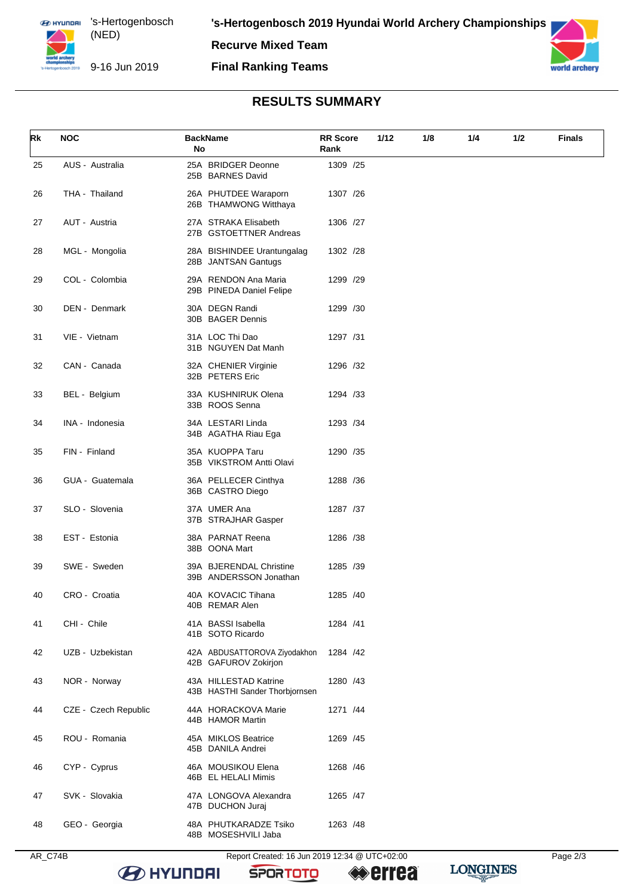's-Hertogenbosch 2019 Hyundai World Archery Championships

Recurve Mixed Team

Final Ranking Teams

## RESULTS SUMMARY

| Rk | NOC | BackName No | RR Score Rank | 1/12 | 1/8 | 1/4 | 1/2 | Finals |
|---|---|---|---|---|---|---|---|---|
| 25 | AUS - Australia | 25A BRIDGER Deonne<br>25B BARNES David | 1309 /25 | | | | | |
| 26 | THA - Thailand | 26A PHUTDEE Waraporn<br>26B THAMWONG Witthaya | 1307 /26 | | | | | |
| 27 | AUT - Austria | 27A STRAKA Elisabeth<br>27B GSTOETTNER Andreas | 1306 /27 | | | | | |
| 28 | MGL - Mongolia | 28A BISHINDEE Urantungalag<br>28B JANTSAN Gantugs | 1302 /28 | | | | | |
| 29 | COL - Colombia | 29A RENDON Ana Maria<br>29B PINEDA Daniel Felipe | 1299 /29 | | | | | |
| 30 | DEN - Denmark | 30A DEGN Randi<br>30B BAGER Dennis | 1299 /30 | | | | | |
| 31 | VIE - Vietnam | 31A LOC Thi Dao<br>31B NGUYEN Dat Manh | 1297 /31 | | | | | |
| 32 | CAN - Canada | 32A CHENIER Virginie<br>32B PETERS Eric | 1296 /32 | | | | | |
| 33 | BEL - Belgium | 33A KUSHNIRUK Olena<br>33B ROOS Senna | 1294 /33 | | | | | |
| 34 | INA - Indonesia | 34A LESTARI Linda<br>34B AGATHA Riau Ega | 1293 /34 | | | | | |
| 35 | FIN - Finland | 35A KUOPPA Taru<br>35B VIKSTROM Antti Olavi | 1290 /35 | | | | | |
| 36 | GUA - Guatemala | 36A PELLECER Cinthya<br>36B CASTRO Diego | 1288 /36 | | | | | |
| 37 | SLO - Slovenia | 37A UMER Ana<br>37B STRAJHAR Gasper | 1287 /37 | | | | | |
| 38 | EST - Estonia | 38A PARNAT Reena<br>38B OONA Mart | 1286 /38 | | | | | |
| 39 | SWE - Sweden | 39A BJERENDAL Christine<br>39B ANDERSSON Jonathan | 1285 /39 | | | | | |
| 40 | CRO - Croatia | 40A KOVACIC Tihana<br>40B REMAR Alen | 1285 /40 | | | | | |
| 41 | CHI - Chile | 41A BASSI Isabella<br>41B SOTO Ricardo | 1284 /41 | | | | | |
| 42 | UZB - Uzbekistan | 42A ABDUSATTOROVA Ziyodakhon<br>42B GAFUROV Zokirjon | 1284 /42 | | | | | |
| 43 | NOR - Norway | 43A HILLESTAD Katrine<br>43B HASTHI Sander Thorbjornsen | 1280 /43 | | | | | |
| 44 | CZE - Czech Republic | 44A HORACKOVA Marie<br>44B HAMOR Martin | 1271 /44 | | | | | |
| 45 | ROU - Romania | 45A MIKLOS Beatrice<br>45B DANILA Andrei | 1269 /45 | | | | | |
| 46 | CYP - Cyprus | 46A MOUSIKOU Elena<br>46B EL HELALI Mimis | 1268 /46 | | | | | |
| 47 | SVK - Slovakia | 47A LONGOVA Alexandra<br>47B DUCHON Juraj | 1265 /47 | | | | | |
| 48 | GEO - Georgia | 48A PHUTKARADZE Tsiko<br>48B MOSESHVILI Jaba | 1263 /48 | | | | | |

AR_C74B Report Created: 16 Jun 2019 12:34 @ UTC+02:00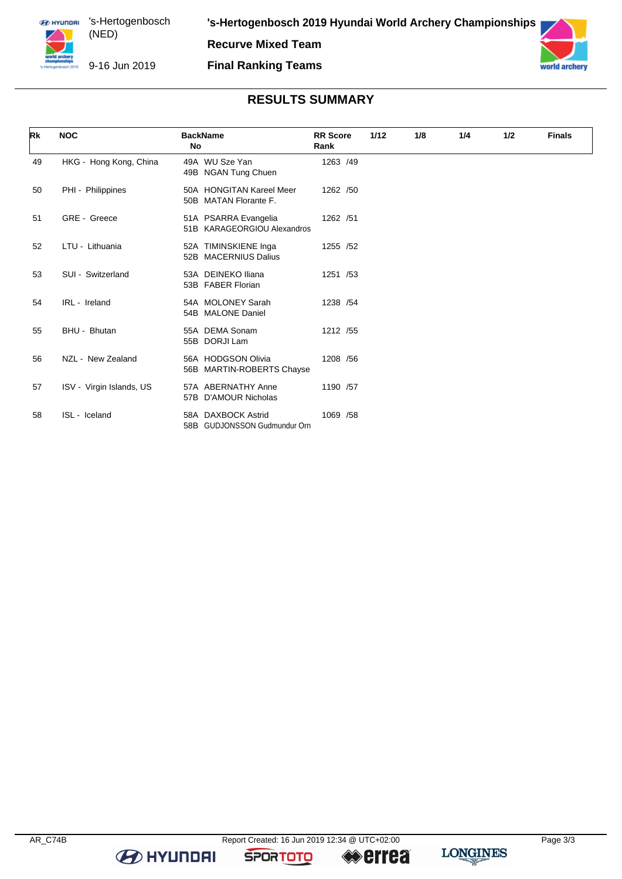## RESULTS SUMMARY

| Rk | NOC | BackName No | RR Score Rank | 1/12 | 1/8 | 1/4 | 1/2 | Finals |
|---|---|---|---|---|---|---|---|---|
| 49 | HKG - Hong Kong, China | 49A WU Sze Yan<br>49B NGAN Tung Chuen | 1263 /49 | | | | | |
| 50 | PHI - Philippines | 50A HONGITAN Kareel Meer<br>50B MATAN Florante F. | 1262 /50 | | | | | |
| 51 | GRE - Greece | 51A PSARRA Evangelia<br>51B KARAGEORGIOU Alexandros | 1262 /51 | | | | | |
| 52 | LTU - Lithuania | 52A TIMINSKIENE Inga<br>52B MACERNIUS Dalius | 1255 /52 | | | | | |
| 53 | SUI - Switzerland | 53A DEINEKO Iliana<br>53B FABER Florian | 1251 /53 | | | | | |
| 54 | IRL - Ireland | 54A MOLONEY Sarah<br>54B MALONE Daniel | 1238 /54 | | | | | |
| 55 | BHU - Bhutan | 55A DEMA Sonam<br>55B DORJI Lam | 1212 /55 | | | | | |
| 56 | NZL - New Zealand | 56A HODGSON Olivia<br>56B MARTIN-ROBERTS Chayse | 1208 /56 | | | | | |
| 57 | ISV - Virgin Islands, US | 57A ABERNATHY Anne<br>57B D'AMOUR Nicholas | 1190 /57 | | | | | |
| 58 | ISL - Iceland | 58A DAXBOCK Astrid<br>58B GUDJONSSON Gudmundur Orn | 1069 /58 | | | | | |

AR_C74B Report Created: 16 Jun 2019 12:34 @ UTC+02:00